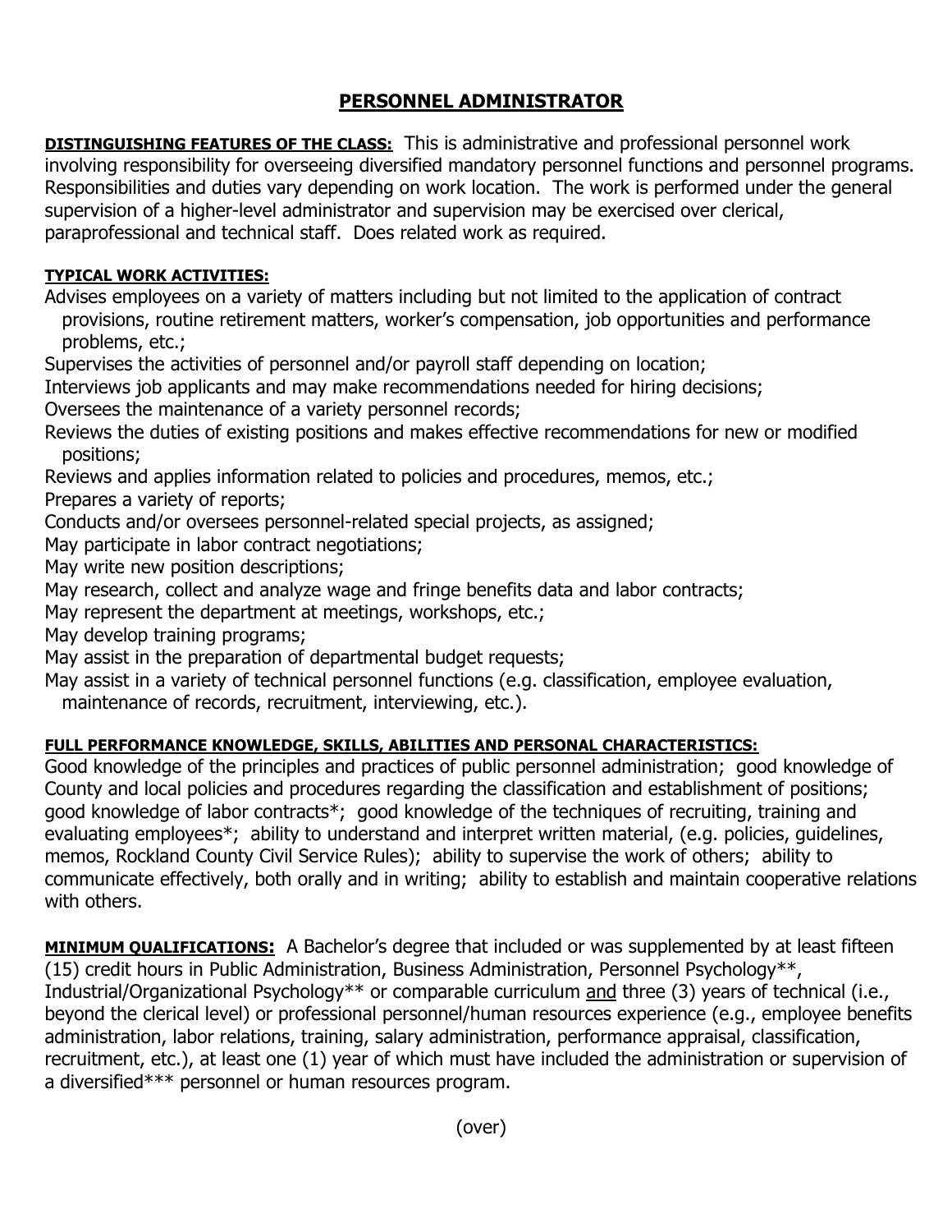# PERSONNEL ADMINISTRATOR

**DISTINGUISHING FEATURES OF THE CLASS:** This is administrative and professional personnel work involving responsibility for overseeing diversified mandatory personnel functions and personnel programs. Responsibilities and duties vary depending on work location. The work is performed under the general supervision of a higher-level administrator and supervision may be exercised over clerical, paraprofessional and technical staff. Does related work as required.

**TYPICAL WORK ACTIVITIES:**

Advises employees on a variety of matters including but not limited to the application of contract provisions, routine retirement matters, worker's compensation, job opportunities and performance problems, etc.;
Supervises the activities of personnel and/or payroll staff depending on location;
Interviews job applicants and may make recommendations needed for hiring decisions;
Oversees the maintenance of a variety personnel records;
Reviews the duties of existing positions and makes effective recommendations for new or modified positions;
Reviews and applies information related to policies and procedures, memos, etc.;
Prepares a variety of reports;
Conducts and/or oversees personnel-related special projects, as assigned;
May participate in labor contract negotiations;
May write new position descriptions;
May research, collect and analyze wage and fringe benefits data and labor contracts;
May represent the department at meetings, workshops, etc.;
May develop training programs;
May assist in the preparation of departmental budget requests;
May assist in a variety of technical personnel functions (e.g. classification, employee evaluation, maintenance of records, recruitment, interviewing, etc.).

**FULL PERFORMANCE KNOWLEDGE, SKILLS, ABILITIES AND PERSONAL CHARACTERISTICS:**

Good knowledge of the principles and practices of public personnel administration; good knowledge of County and local policies and procedures regarding the classification and establishment of positions; good knowledge of labor contracts*; good knowledge of the techniques of recruiting, training and evaluating employees*; ability to understand and interpret written material, (e.g. policies, guidelines, memos, Rockland County Civil Service Rules); ability to supervise the work of others; ability to communicate effectively, both orally and in writing; ability to establish and maintain cooperative relations with others.

**MINIMUM QUALIFICATIONS:** A Bachelor's degree that included or was supplemented by at least fifteen (15) credit hours in Public Administration, Business Administration, Personnel Psychology**, Industrial/Organizational Psychology** or comparable curriculum and three (3) years of technical (i.e., beyond the clerical level) or professional personnel/human resources experience (e.g., employee benefits administration, labor relations, training, salary administration, performance appraisal, classification, recruitment, etc.), at least one (1) year of which must have included the administration or supervision of a diversified*** personnel or human resources program.

(over)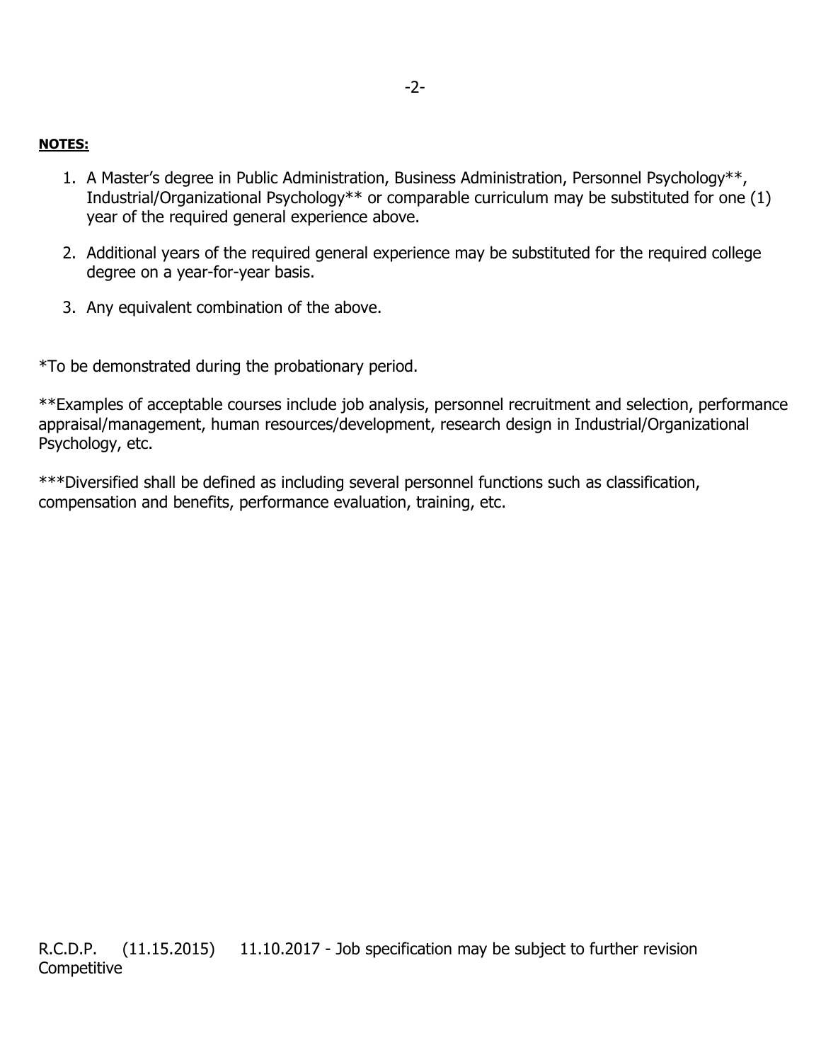**NOTES:**

1. A Master's degree in Public Administration, Business Administration, Personnel Psychology**, Industrial/Organizational Psychology** or comparable curriculum may be substituted for one (1) year of the required general experience above.
2. Additional years of the required general experience may be substituted for the required college degree on a year-for-year basis.
3. Any equivalent combination of the above.

*To be demonstrated during the probationary period.

**Examples of acceptable courses include job analysis, personnel recruitment and selection, performance appraisal/management, human resources/development, research design in Industrial/Organizational Psychology, etc.

***Diversified shall be defined as including several personnel functions such as classification, compensation and benefits, performance evaluation, training, etc.

R.C.D.P. (11.15.2015) 11.10.2017 - Job specification may be subject to further revision
Competitive